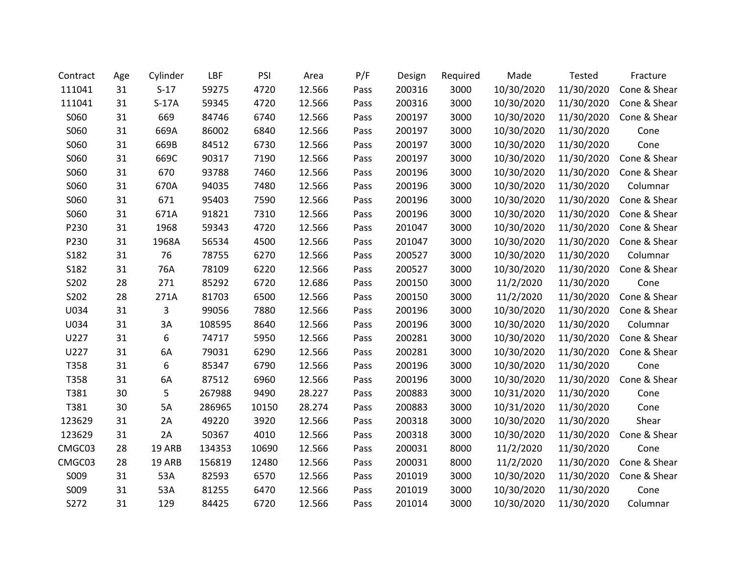| Contract | Age | Cylinder | LBF | PSI | Area | P/F | Design | Required | Made | Tested | Fracture |
|---|---|---|---|---|---|---|---|---|---|---|---|
| 111041 | 31 | S-17 | 59275 | 4720 | 12.566 | Pass | 200316 | 3000 | 10/30/2020 | 11/30/2020 | Cone & Shear |
| 111041 | 31 | S-17A | 59345 | 4720 | 12.566 | Pass | 200316 | 3000 | 10/30/2020 | 11/30/2020 | Cone & Shear |
| S060 | 31 | 669 | 84746 | 6740 | 12.566 | Pass | 200197 | 3000 | 10/30/2020 | 11/30/2020 | Cone & Shear |
| S060 | 31 | 669A | 86002 | 6840 | 12.566 | Pass | 200197 | 3000 | 10/30/2020 | 11/30/2020 | Cone |
| S060 | 31 | 669B | 84512 | 6730 | 12.566 | Pass | 200197 | 3000 | 10/30/2020 | 11/30/2020 | Cone |
| S060 | 31 | 669C | 90317 | 7190 | 12.566 | Pass | 200197 | 3000 | 10/30/2020 | 11/30/2020 | Cone & Shear |
| S060 | 31 | 670 | 93788 | 7460 | 12.566 | Pass | 200196 | 3000 | 10/30/2020 | 11/30/2020 | Cone & Shear |
| S060 | 31 | 670A | 94035 | 7480 | 12.566 | Pass | 200196 | 3000 | 10/30/2020 | 11/30/2020 | Columnar |
| S060 | 31 | 671 | 95403 | 7590 | 12.566 | Pass | 200196 | 3000 | 10/30/2020 | 11/30/2020 | Cone & Shear |
| S060 | 31 | 671A | 91821 | 7310 | 12.566 | Pass | 200196 | 3000 | 10/30/2020 | 11/30/2020 | Cone & Shear |
| P230 | 31 | 1968 | 59343 | 4720 | 12.566 | Pass | 201047 | 3000 | 10/30/2020 | 11/30/2020 | Cone & Shear |
| P230 | 31 | 1968A | 56534 | 4500 | 12.566 | Pass | 201047 | 3000 | 10/30/2020 | 11/30/2020 | Cone & Shear |
| S182 | 31 | 76 | 78755 | 6270 | 12.566 | Pass | 200527 | 3000 | 10/30/2020 | 11/30/2020 | Columnar |
| S182 | 31 | 76A | 78109 | 6220 | 12.566 | Pass | 200527 | 3000 | 10/30/2020 | 11/30/2020 | Cone & Shear |
| S202 | 28 | 271 | 85292 | 6720 | 12.686 | Pass | 200150 | 3000 | 11/2/2020 | 11/30/2020 | Cone |
| S202 | 28 | 271A | 81703 | 6500 | 12.566 | Pass | 200150 | 3000 | 11/2/2020 | 11/30/2020 | Cone & Shear |
| U034 | 31 | 3 | 99056 | 7880 | 12.566 | Pass | 200196 | 3000 | 10/30/2020 | 11/30/2020 | Cone & Shear |
| U034 | 31 | 3A | 108595 | 8640 | 12.566 | Pass | 200196 | 3000 | 10/30/2020 | 11/30/2020 | Columnar |
| U227 | 31 | 6 | 74717 | 5950 | 12.566 | Pass | 200281 | 3000 | 10/30/2020 | 11/30/2020 | Cone & Shear |
| U227 | 31 | 6A | 79031 | 6290 | 12.566 | Pass | 200281 | 3000 | 10/30/2020 | 11/30/2020 | Cone & Shear |
| T358 | 31 | 6 | 85347 | 6790 | 12.566 | Pass | 200196 | 3000 | 10/30/2020 | 11/30/2020 | Cone |
| T358 | 31 | 6A | 87512 | 6960 | 12.566 | Pass | 200196 | 3000 | 10/30/2020 | 11/30/2020 | Cone & Shear |
| T381 | 30 | 5 | 267988 | 9490 | 28.227 | Pass | 200883 | 3000 | 10/31/2020 | 11/30/2020 | Cone |
| T381 | 30 | 5A | 286965 | 10150 | 28.274 | Pass | 200883 | 3000 | 10/31/2020 | 11/30/2020 | Cone |
| 123629 | 31 | 2A | 49220 | 3920 | 12.566 | Pass | 200318 | 3000 | 10/30/2020 | 11/30/2020 | Shear |
| 123629 | 31 | 2A | 50367 | 4010 | 12.566 | Pass | 200318 | 3000 | 10/30/2020 | 11/30/2020 | Cone & Shear |
| CMGC03 | 28 | 19 ARB | 134353 | 10690 | 12.566 | Pass | 200031 | 8000 | 11/2/2020 | 11/30/2020 | Cone |
| CMGC03 | 28 | 19 ARB | 156819 | 12480 | 12.566 | Pass | 200031 | 8000 | 11/2/2020 | 11/30/2020 | Cone & Shear |
| S009 | 31 | 53A | 82593 | 6570 | 12.566 | Pass | 201019 | 3000 | 10/30/2020 | 11/30/2020 | Cone & Shear |
| S009 | 31 | 53A | 81255 | 6470 | 12.566 | Pass | 201019 | 3000 | 10/30/2020 | 11/30/2020 | Cone |
| S272 | 31 | 129 | 84425 | 6720 | 12.566 | Pass | 201014 | 3000 | 10/30/2020 | 11/30/2020 | Columnar |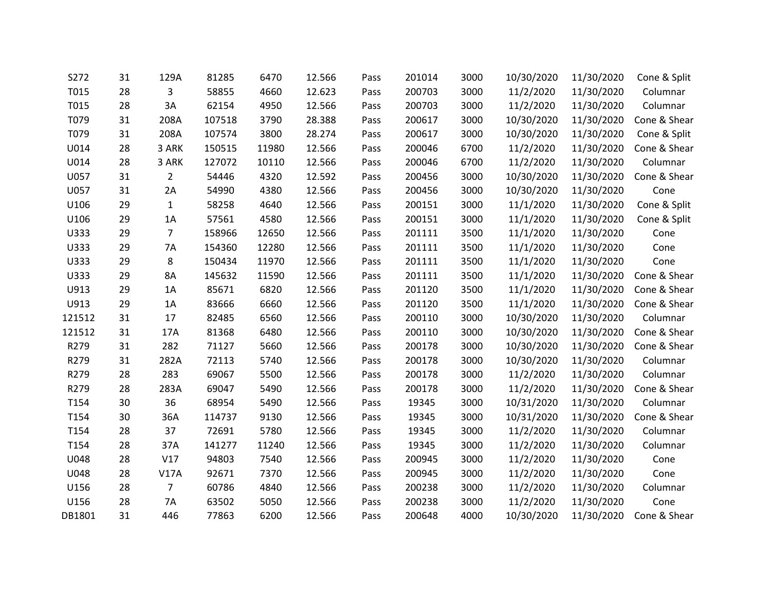| | | | | | | | | | | | |
|---|---|---|---|---|---|---|---|---|---|---|---|
| S272 | 31 | 129A | 81285 | 6470 | 12.566 | Pass | 201014 | 3000 | 10/30/2020 | 11/30/2020 | Cone & Split |
| T015 | 28 | 3 | 58855 | 4660 | 12.623 | Pass | 200703 | 3000 | 11/2/2020 | 11/30/2020 | Columnar |
| T015 | 28 | 3A | 62154 | 4950 | 12.566 | Pass | 200703 | 3000 | 11/2/2020 | 11/30/2020 | Columnar |
| T079 | 31 | 208A | 107518 | 3790 | 28.388 | Pass | 200617 | 3000 | 10/30/2020 | 11/30/2020 | Cone & Shear |
| T079 | 31 | 208A | 107574 | 3800 | 28.274 | Pass | 200617 | 3000 | 10/30/2020 | 11/30/2020 | Cone & Split |
| U014 | 28 | 3 ARK | 150515 | 11980 | 12.566 | Pass | 200046 | 6700 | 11/2/2020 | 11/30/2020 | Cone & Shear |
| U014 | 28 | 3 ARK | 127072 | 10110 | 12.566 | Pass | 200046 | 6700 | 11/2/2020 | 11/30/2020 | Columnar |
| U057 | 31 | 2 | 54446 | 4320 | 12.592 | Pass | 200456 | 3000 | 10/30/2020 | 11/30/2020 | Cone & Shear |
| U057 | 31 | 2A | 54990 | 4380 | 12.566 | Pass | 200456 | 3000 | 10/30/2020 | 11/30/2020 | Cone |
| U106 | 29 | 1 | 58258 | 4640 | 12.566 | Pass | 200151 | 3000 | 11/1/2020 | 11/30/2020 | Cone & Split |
| U106 | 29 | 1A | 57561 | 4580 | 12.566 | Pass | 200151 | 3000 | 11/1/2020 | 11/30/2020 | Cone & Split |
| U333 | 29 | 7 | 158966 | 12650 | 12.566 | Pass | 201111 | 3500 | 11/1/2020 | 11/30/2020 | Cone |
| U333 | 29 | 7A | 154360 | 12280 | 12.566 | Pass | 201111 | 3500 | 11/1/2020 | 11/30/2020 | Cone |
| U333 | 29 | 8 | 150434 | 11970 | 12.566 | Pass | 201111 | 3500 | 11/1/2020 | 11/30/2020 | Cone |
| U333 | 29 | 8A | 145632 | 11590 | 12.566 | Pass | 201111 | 3500 | 11/1/2020 | 11/30/2020 | Cone & Shear |
| U913 | 29 | 1A | 85671 | 6820 | 12.566 | Pass | 201120 | 3500 | 11/1/2020 | 11/30/2020 | Cone & Shear |
| U913 | 29 | 1A | 83666 | 6660 | 12.566 | Pass | 201120 | 3500 | 11/1/2020 | 11/30/2020 | Cone & Shear |
| 121512 | 31 | 17 | 82485 | 6560 | 12.566 | Pass | 200110 | 3000 | 10/30/2020 | 11/30/2020 | Columnar |
| 121512 | 31 | 17A | 81368 | 6480 | 12.566 | Pass | 200110 | 3000 | 10/30/2020 | 11/30/2020 | Cone & Shear |
| R279 | 31 | 282 | 71127 | 5660 | 12.566 | Pass | 200178 | 3000 | 10/30/2020 | 11/30/2020 | Cone & Shear |
| R279 | 31 | 282A | 72113 | 5740 | 12.566 | Pass | 200178 | 3000 | 10/30/2020 | 11/30/2020 | Columnar |
| R279 | 28 | 283 | 69067 | 5500 | 12.566 | Pass | 200178 | 3000 | 11/2/2020 | 11/30/2020 | Columnar |
| R279 | 28 | 283A | 69047 | 5490 | 12.566 | Pass | 200178 | 3000 | 11/2/2020 | 11/30/2020 | Cone & Shear |
| T154 | 30 | 36 | 68954 | 5490 | 12.566 | Pass | 19345 | 3000 | 10/31/2020 | 11/30/2020 | Columnar |
| T154 | 30 | 36A | 114737 | 9130 | 12.566 | Pass | 19345 | 3000 | 10/31/2020 | 11/30/2020 | Cone & Shear |
| T154 | 28 | 37 | 72691 | 5780 | 12.566 | Pass | 19345 | 3000 | 11/2/2020 | 11/30/2020 | Columnar |
| T154 | 28 | 37A | 141277 | 11240 | 12.566 | Pass | 19345 | 3000 | 11/2/2020 | 11/30/2020 | Columnar |
| U048 | 28 | V17 | 94803 | 7540 | 12.566 | Pass | 200945 | 3000 | 11/2/2020 | 11/30/2020 | Cone |
| U048 | 28 | V17A | 92671 | 7370 | 12.566 | Pass | 200945 | 3000 | 11/2/2020 | 11/30/2020 | Cone |
| U156 | 28 | 7 | 60786 | 4840 | 12.566 | Pass | 200238 | 3000 | 11/2/2020 | 11/30/2020 | Columnar |
| U156 | 28 | 7A | 63502 | 5050 | 12.566 | Pass | 200238 | 3000 | 11/2/2020 | 11/30/2020 | Cone |
| DB1801 | 31 | 446 | 77863 | 6200 | 12.566 | Pass | 200648 | 4000 | 10/30/2020 | 11/30/2020 | Cone & Shear |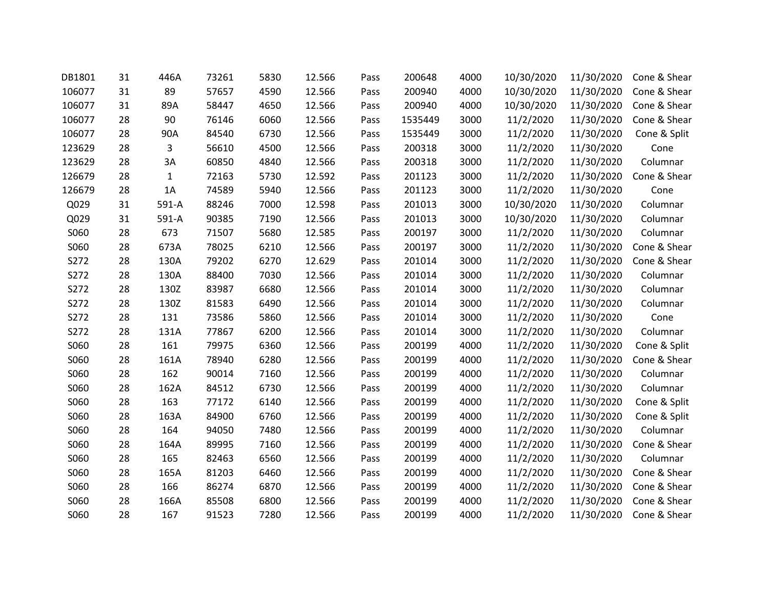| | | | | | | | | | | | |
|---|---|---|---|---|---|---|---|---|---|---|---|
| DB1801 | 31 | 446A | 73261 | 5830 | 12.566 | Pass | 200648 | 4000 | 10/30/2020 | 11/30/2020 | Cone & Shear |
| 106077 | 31 | 89 | 57657 | 4590 | 12.566 | Pass | 200940 | 4000 | 10/30/2020 | 11/30/2020 | Cone & Shear |
| 106077 | 31 | 89A | 58447 | 4650 | 12.566 | Pass | 200940 | 4000 | 10/30/2020 | 11/30/2020 | Cone & Shear |
| 106077 | 28 | 90 | 76146 | 6060 | 12.566 | Pass | 1535449 | 3000 | 11/2/2020 | 11/30/2020 | Cone & Shear |
| 106077 | 28 | 90A | 84540 | 6730 | 12.566 | Pass | 1535449 | 3000 | 11/2/2020 | 11/30/2020 | Cone & Split |
| 123629 | 28 | 3 | 56610 | 4500 | 12.566 | Pass | 200318 | 3000 | 11/2/2020 | 11/30/2020 | Cone |
| 123629 | 28 | 3A | 60850 | 4840 | 12.566 | Pass | 200318 | 3000 | 11/2/2020 | 11/30/2020 | Columnar |
| 126679 | 28 | 1 | 72163 | 5730 | 12.592 | Pass | 201123 | 3000 | 11/2/2020 | 11/30/2020 | Cone & Shear |
| 126679 | 28 | 1A | 74589 | 5940 | 12.566 | Pass | 201123 | 3000 | 11/2/2020 | 11/30/2020 | Cone |
| Q029 | 31 | 591-A | 88246 | 7000 | 12.598 | Pass | 201013 | 3000 | 10/30/2020 | 11/30/2020 | Columnar |
| Q029 | 31 | 591-A | 90385 | 7190 | 12.566 | Pass | 201013 | 3000 | 10/30/2020 | 11/30/2020 | Columnar |
| S060 | 28 | 673 | 71507 | 5680 | 12.585 | Pass | 200197 | 3000 | 11/2/2020 | 11/30/2020 | Columnar |
| S060 | 28 | 673A | 78025 | 6210 | 12.566 | Pass | 200197 | 3000 | 11/2/2020 | 11/30/2020 | Cone & Shear |
| S272 | 28 | 130A | 79202 | 6270 | 12.629 | Pass | 201014 | 3000 | 11/2/2020 | 11/30/2020 | Cone & Shear |
| S272 | 28 | 130A | 88400 | 7030 | 12.566 | Pass | 201014 | 3000 | 11/2/2020 | 11/30/2020 | Columnar |
| S272 | 28 | 130Z | 83987 | 6680 | 12.566 | Pass | 201014 | 3000 | 11/2/2020 | 11/30/2020 | Columnar |
| S272 | 28 | 130Z | 81583 | 6490 | 12.566 | Pass | 201014 | 3000 | 11/2/2020 | 11/30/2020 | Columnar |
| S272 | 28 | 131 | 73586 | 5860 | 12.566 | Pass | 201014 | 3000 | 11/2/2020 | 11/30/2020 | Cone |
| S272 | 28 | 131A | 77867 | 6200 | 12.566 | Pass | 201014 | 3000 | 11/2/2020 | 11/30/2020 | Columnar |
| S060 | 28 | 161 | 79975 | 6360 | 12.566 | Pass | 200199 | 4000 | 11/2/2020 | 11/30/2020 | Cone & Split |
| S060 | 28 | 161A | 78940 | 6280 | 12.566 | Pass | 200199 | 4000 | 11/2/2020 | 11/30/2020 | Cone & Shear |
| S060 | 28 | 162 | 90014 | 7160 | 12.566 | Pass | 200199 | 4000 | 11/2/2020 | 11/30/2020 | Columnar |
| S060 | 28 | 162A | 84512 | 6730 | 12.566 | Pass | 200199 | 4000 | 11/2/2020 | 11/30/2020 | Columnar |
| S060 | 28 | 163 | 77172 | 6140 | 12.566 | Pass | 200199 | 4000 | 11/2/2020 | 11/30/2020 | Cone & Split |
| S060 | 28 | 163A | 84900 | 6760 | 12.566 | Pass | 200199 | 4000 | 11/2/2020 | 11/30/2020 | Cone & Split |
| S060 | 28 | 164 | 94050 | 7480 | 12.566 | Pass | 200199 | 4000 | 11/2/2020 | 11/30/2020 | Columnar |
| S060 | 28 | 164A | 89995 | 7160 | 12.566 | Pass | 200199 | 4000 | 11/2/2020 | 11/30/2020 | Cone & Shear |
| S060 | 28 | 165 | 82463 | 6560 | 12.566 | Pass | 200199 | 4000 | 11/2/2020 | 11/30/2020 | Columnar |
| S060 | 28 | 165A | 81203 | 6460 | 12.566 | Pass | 200199 | 4000 | 11/2/2020 | 11/30/2020 | Cone & Shear |
| S060 | 28 | 166 | 86274 | 6870 | 12.566 | Pass | 200199 | 4000 | 11/2/2020 | 11/30/2020 | Cone & Shear |
| S060 | 28 | 166A | 85508 | 6800 | 12.566 | Pass | 200199 | 4000 | 11/2/2020 | 11/30/2020 | Cone & Shear |
| S060 | 28 | 167 | 91523 | 7280 | 12.566 | Pass | 200199 | 4000 | 11/2/2020 | 11/30/2020 | Cone & Shear |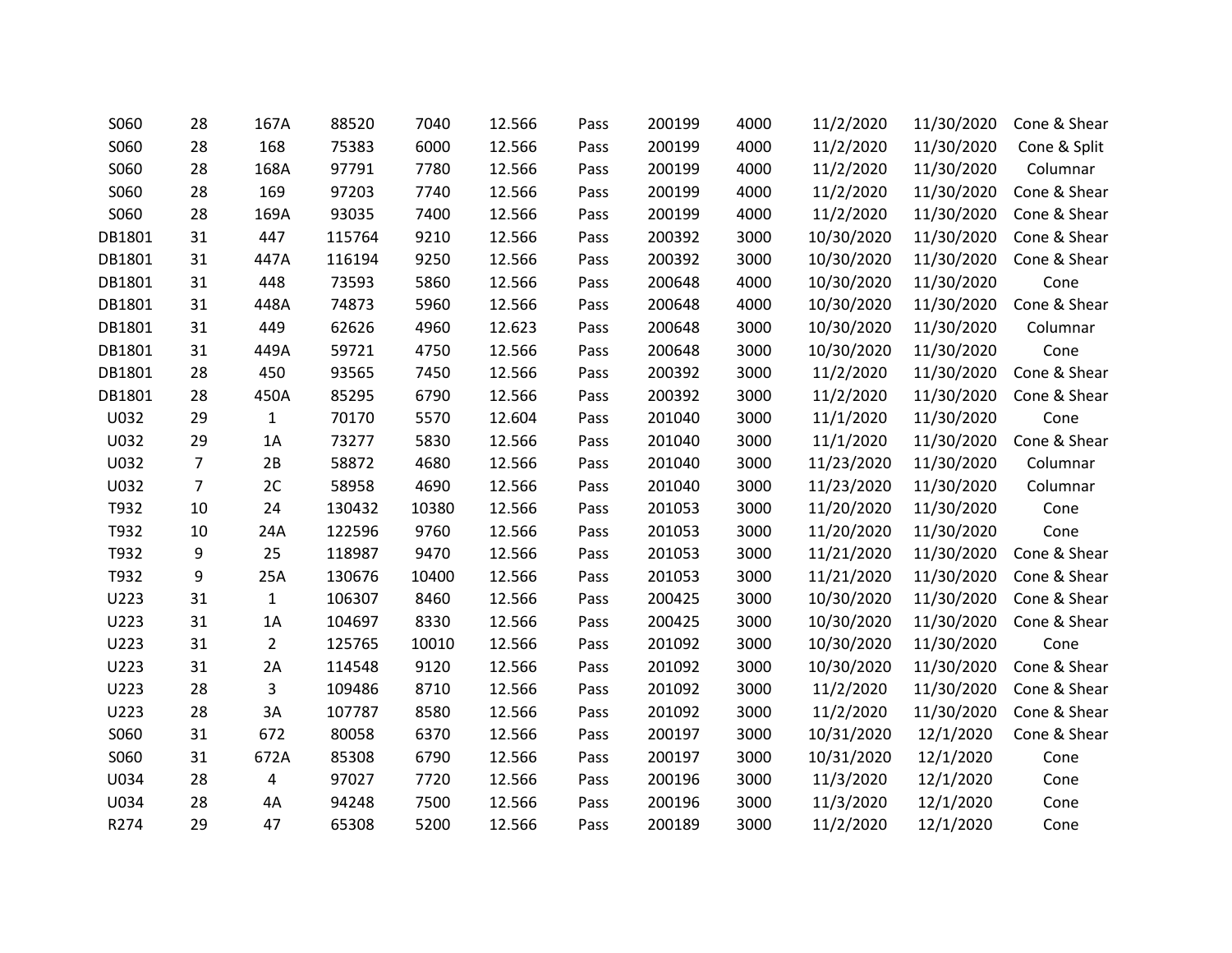| | | | | | | | | | | | |
|---|---|---|---|---|---|---|---|---|---|---|---|
| S060 | 28 | 167A | 88520 | 7040 | 12.566 | Pass | 200199 | 4000 | 11/2/2020 | 11/30/2020 | Cone & Shear |
| S060 | 28 | 168 | 75383 | 6000 | 12.566 | Pass | 200199 | 4000 | 11/2/2020 | 11/30/2020 | Cone & Split |
| S060 | 28 | 168A | 97791 | 7780 | 12.566 | Pass | 200199 | 4000 | 11/2/2020 | 11/30/2020 | Columnar |
| S060 | 28 | 169 | 97203 | 7740 | 12.566 | Pass | 200199 | 4000 | 11/2/2020 | 11/30/2020 | Cone & Shear |
| S060 | 28 | 169A | 93035 | 7400 | 12.566 | Pass | 200199 | 4000 | 11/2/2020 | 11/30/2020 | Cone & Shear |
| DB1801 | 31 | 447 | 115764 | 9210 | 12.566 | Pass | 200392 | 3000 | 10/30/2020 | 11/30/2020 | Cone & Shear |
| DB1801 | 31 | 447A | 116194 | 9250 | 12.566 | Pass | 200392 | 3000 | 10/30/2020 | 11/30/2020 | Cone & Shear |
| DB1801 | 31 | 448 | 73593 | 5860 | 12.566 | Pass | 200648 | 4000 | 10/30/2020 | 11/30/2020 | Cone |
| DB1801 | 31 | 448A | 74873 | 5960 | 12.566 | Pass | 200648 | 4000 | 10/30/2020 | 11/30/2020 | Cone & Shear |
| DB1801 | 31 | 449 | 62626 | 4960 | 12.623 | Pass | 200648 | 3000 | 10/30/2020 | 11/30/2020 | Columnar |
| DB1801 | 31 | 449A | 59721 | 4750 | 12.566 | Pass | 200648 | 3000 | 10/30/2020 | 11/30/2020 | Cone |
| DB1801 | 28 | 450 | 93565 | 7450 | 12.566 | Pass | 200392 | 3000 | 11/2/2020 | 11/30/2020 | Cone & Shear |
| DB1801 | 28 | 450A | 85295 | 6790 | 12.566 | Pass | 200392 | 3000 | 11/2/2020 | 11/30/2020 | Cone & Shear |
| U032 | 29 | 1 | 70170 | 5570 | 12.604 | Pass | 201040 | 3000 | 11/1/2020 | 11/30/2020 | Cone |
| U032 | 29 | 1A | 73277 | 5830 | 12.566 | Pass | 201040 | 3000 | 11/1/2020 | 11/30/2020 | Cone & Shear |
| U032 | 7 | 2B | 58872 | 4680 | 12.566 | Pass | 201040 | 3000 | 11/23/2020 | 11/30/2020 | Columnar |
| U032 | 7 | 2C | 58958 | 4690 | 12.566 | Pass | 201040 | 3000 | 11/23/2020 | 11/30/2020 | Columnar |
| T932 | 10 | 24 | 130432 | 10380 | 12.566 | Pass | 201053 | 3000 | 11/20/2020 | 11/30/2020 | Cone |
| T932 | 10 | 24A | 122596 | 9760 | 12.566 | Pass | 201053 | 3000 | 11/20/2020 | 11/30/2020 | Cone |
| T932 | 9 | 25 | 118987 | 9470 | 12.566 | Pass | 201053 | 3000 | 11/21/2020 | 11/30/2020 | Cone & Shear |
| T932 | 9 | 25A | 130676 | 10400 | 12.566 | Pass | 201053 | 3000 | 11/21/2020 | 11/30/2020 | Cone & Shear |
| U223 | 31 | 1 | 106307 | 8460 | 12.566 | Pass | 200425 | 3000 | 10/30/2020 | 11/30/2020 | Cone & Shear |
| U223 | 31 | 1A | 104697 | 8330 | 12.566 | Pass | 200425 | 3000 | 10/30/2020 | 11/30/2020 | Cone & Shear |
| U223 | 31 | 2 | 125765 | 10010 | 12.566 | Pass | 201092 | 3000 | 10/30/2020 | 11/30/2020 | Cone |
| U223 | 31 | 2A | 114548 | 9120 | 12.566 | Pass | 201092 | 3000 | 10/30/2020 | 11/30/2020 | Cone & Shear |
| U223 | 28 | 3 | 109486 | 8710 | 12.566 | Pass | 201092 | 3000 | 11/2/2020 | 11/30/2020 | Cone & Shear |
| U223 | 28 | 3A | 107787 | 8580 | 12.566 | Pass | 201092 | 3000 | 11/2/2020 | 11/30/2020 | Cone & Shear |
| S060 | 31 | 672 | 80058 | 6370 | 12.566 | Pass | 200197 | 3000 | 10/31/2020 | 12/1/2020 | Cone & Shear |
| S060 | 31 | 672A | 85308 | 6790 | 12.566 | Pass | 200197 | 3000 | 10/31/2020 | 12/1/2020 | Cone |
| U034 | 28 | 4 | 97027 | 7720 | 12.566 | Pass | 200196 | 3000 | 11/3/2020 | 12/1/2020 | Cone |
| U034 | 28 | 4A | 94248 | 7500 | 12.566 | Pass | 200196 | 3000 | 11/3/2020 | 12/1/2020 | Cone |
| R274 | 29 | 47 | 65308 | 5200 | 12.566 | Pass | 200189 | 3000 | 11/2/2020 | 12/1/2020 | Cone |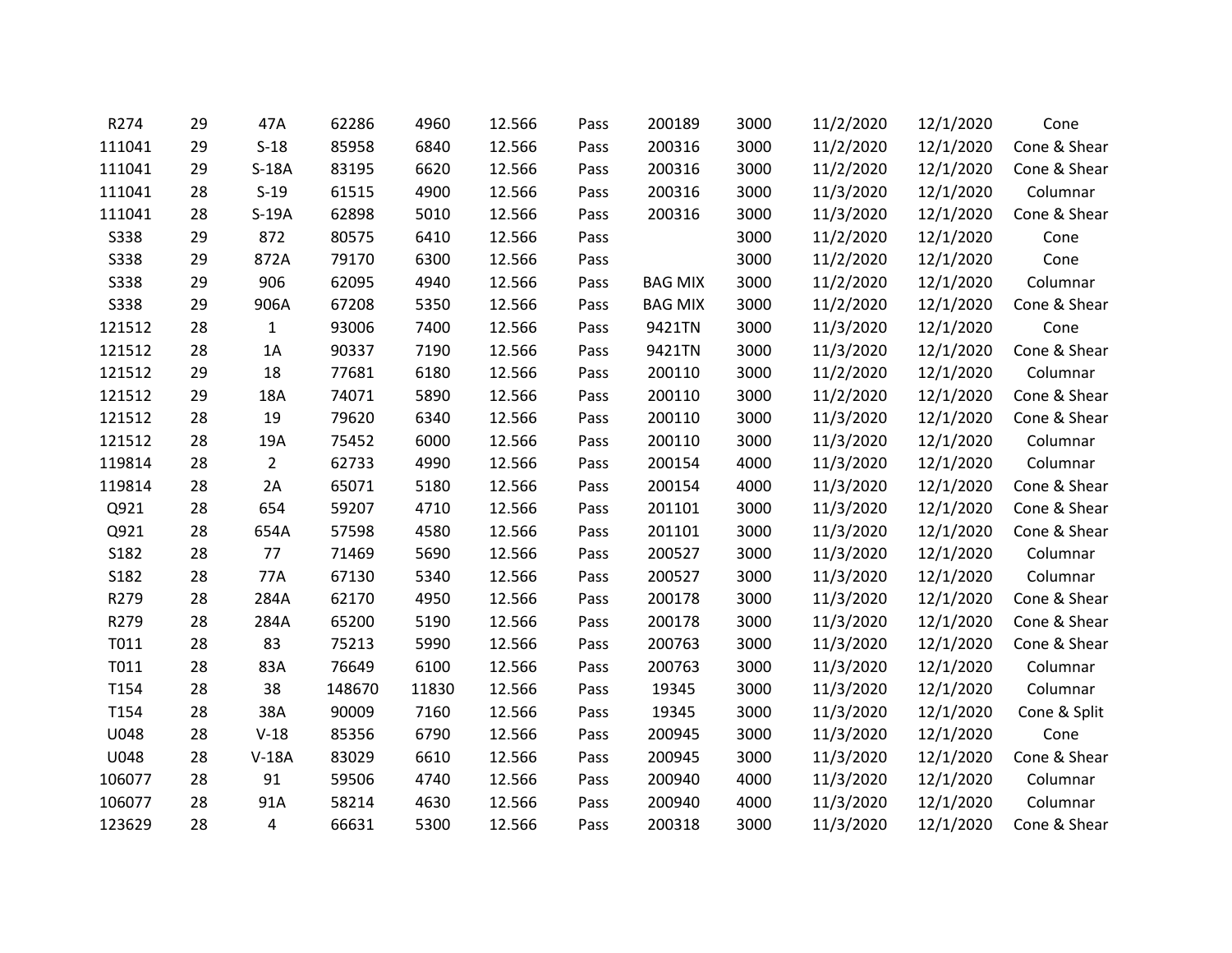| | | | | | | | | | | | |
|---|---|---|---|---|---|---|---|---|---|---|---|
| R274 | 29 | 47A | 62286 | 4960 | 12.566 | Pass | 200189 | 3000 | 11/2/2020 | 12/1/2020 | Cone |
| 111041 | 29 | S-18 | 85958 | 6840 | 12.566 | Pass | 200316 | 3000 | 11/2/2020 | 12/1/2020 | Cone & Shear |
| 111041 | 29 | S-18A | 83195 | 6620 | 12.566 | Pass | 200316 | 3000 | 11/2/2020 | 12/1/2020 | Cone & Shear |
| 111041 | 28 | S-19 | 61515 | 4900 | 12.566 | Pass | 200316 | 3000 | 11/3/2020 | 12/1/2020 | Columnar |
| 111041 | 28 | S-19A | 62898 | 5010 | 12.566 | Pass | 200316 | 3000 | 11/3/2020 | 12/1/2020 | Cone & Shear |
| S338 | 29 | 872 | 80575 | 6410 | 12.566 | Pass | | 3000 | 11/2/2020 | 12/1/2020 | Cone |
| S338 | 29 | 872A | 79170 | 6300 | 12.566 | Pass | | 3000 | 11/2/2020 | 12/1/2020 | Cone |
| S338 | 29 | 906 | 62095 | 4940 | 12.566 | Pass | BAG MIX | 3000 | 11/2/2020 | 12/1/2020 | Columnar |
| S338 | 29 | 906A | 67208 | 5350 | 12.566 | Pass | BAG MIX | 3000 | 11/2/2020 | 12/1/2020 | Cone & Shear |
| 121512 | 28 | 1 | 93006 | 7400 | 12.566 | Pass | 9421TN | 3000 | 11/3/2020 | 12/1/2020 | Cone |
| 121512 | 28 | 1A | 90337 | 7190 | 12.566 | Pass | 9421TN | 3000 | 11/3/2020 | 12/1/2020 | Cone & Shear |
| 121512 | 29 | 18 | 77681 | 6180 | 12.566 | Pass | 200110 | 3000 | 11/2/2020 | 12/1/2020 | Columnar |
| 121512 | 29 | 18A | 74071 | 5890 | 12.566 | Pass | 200110 | 3000 | 11/2/2020 | 12/1/2020 | Cone & Shear |
| 121512 | 28 | 19 | 79620 | 6340 | 12.566 | Pass | 200110 | 3000 | 11/3/2020 | 12/1/2020 | Cone & Shear |
| 121512 | 28 | 19A | 75452 | 6000 | 12.566 | Pass | 200110 | 3000 | 11/3/2020 | 12/1/2020 | Columnar |
| 119814 | 28 | 2 | 62733 | 4990 | 12.566 | Pass | 200154 | 4000 | 11/3/2020 | 12/1/2020 | Columnar |
| 119814 | 28 | 2A | 65071 | 5180 | 12.566 | Pass | 200154 | 4000 | 11/3/2020 | 12/1/2020 | Cone & Shear |
| Q921 | 28 | 654 | 59207 | 4710 | 12.566 | Pass | 201101 | 3000 | 11/3/2020 | 12/1/2020 | Cone & Shear |
| Q921 | 28 | 654A | 57598 | 4580 | 12.566 | Pass | 201101 | 3000 | 11/3/2020 | 12/1/2020 | Cone & Shear |
| S182 | 28 | 77 | 71469 | 5690 | 12.566 | Pass | 200527 | 3000 | 11/3/2020 | 12/1/2020 | Columnar |
| S182 | 28 | 77A | 67130 | 5340 | 12.566 | Pass | 200527 | 3000 | 11/3/2020 | 12/1/2020 | Columnar |
| R279 | 28 | 284A | 62170 | 4950 | 12.566 | Pass | 200178 | 3000 | 11/3/2020 | 12/1/2020 | Cone & Shear |
| R279 | 28 | 284A | 65200 | 5190 | 12.566 | Pass | 200178 | 3000 | 11/3/2020 | 12/1/2020 | Cone & Shear |
| T011 | 28 | 83 | 75213 | 5990 | 12.566 | Pass | 200763 | 3000 | 11/3/2020 | 12/1/2020 | Cone & Shear |
| T011 | 28 | 83A | 76649 | 6100 | 12.566 | Pass | 200763 | 3000 | 11/3/2020 | 12/1/2020 | Columnar |
| T154 | 28 | 38 | 148670 | 11830 | 12.566 | Pass | 19345 | 3000 | 11/3/2020 | 12/1/2020 | Columnar |
| T154 | 28 | 38A | 90009 | 7160 | 12.566 | Pass | 19345 | 3000 | 11/3/2020 | 12/1/2020 | Cone & Split |
| U048 | 28 | V-18 | 85356 | 6790 | 12.566 | Pass | 200945 | 3000 | 11/3/2020 | 12/1/2020 | Cone |
| U048 | 28 | V-18A | 83029 | 6610 | 12.566 | Pass | 200945 | 3000 | 11/3/2020 | 12/1/2020 | Cone & Shear |
| 106077 | 28 | 91 | 59506 | 4740 | 12.566 | Pass | 200940 | 4000 | 11/3/2020 | 12/1/2020 | Columnar |
| 106077 | 28 | 91A | 58214 | 4630 | 12.566 | Pass | 200940 | 4000 | 11/3/2020 | 12/1/2020 | Columnar |
| 123629 | 28 | 4 | 66631 | 5300 | 12.566 | Pass | 200318 | 3000 | 11/3/2020 | 12/1/2020 | Cone & Shear |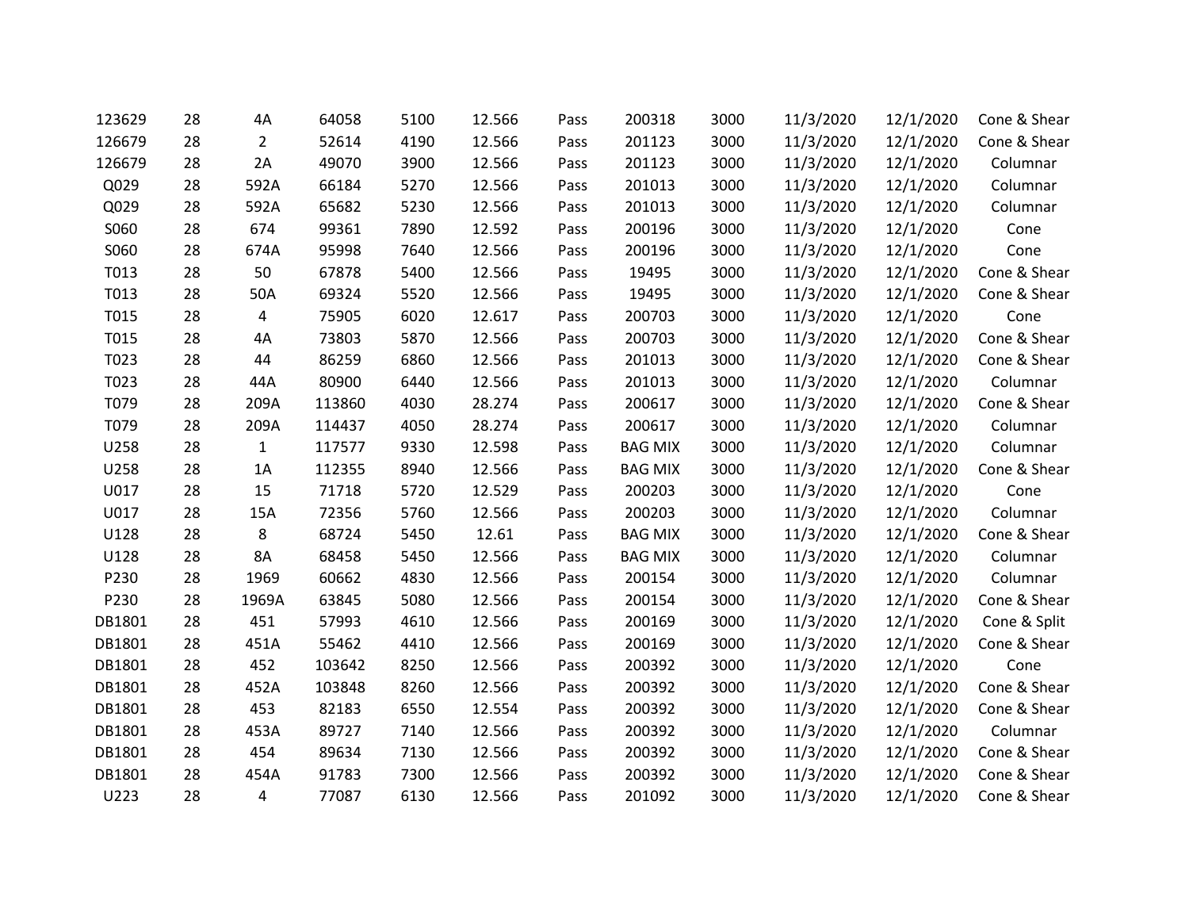| | | | | | | | | | | | |
|---|---|---|---|---|---|---|---|---|---|---|---|
| 123629 | 28 | 4A | 64058 | 5100 | 12.566 | Pass | 200318 | 3000 | 11/3/2020 | 12/1/2020 | Cone & Shear |
| 126679 | 28 | 2 | 52614 | 4190 | 12.566 | Pass | 201123 | 3000 | 11/3/2020 | 12/1/2020 | Cone & Shear |
| 126679 | 28 | 2A | 49070 | 3900 | 12.566 | Pass | 201123 | 3000 | 11/3/2020 | 12/1/2020 | Columnar |
| Q029 | 28 | 592A | 66184 | 5270 | 12.566 | Pass | 201013 | 3000 | 11/3/2020 | 12/1/2020 | Columnar |
| Q029 | 28 | 592A | 65682 | 5230 | 12.566 | Pass | 201013 | 3000 | 11/3/2020 | 12/1/2020 | Columnar |
| S060 | 28 | 674 | 99361 | 7890 | 12.592 | Pass | 200196 | 3000 | 11/3/2020 | 12/1/2020 | Cone |
| S060 | 28 | 674A | 95998 | 7640 | 12.566 | Pass | 200196 | 3000 | 11/3/2020 | 12/1/2020 | Cone |
| T013 | 28 | 50 | 67878 | 5400 | 12.566 | Pass | 19495 | 3000 | 11/3/2020 | 12/1/2020 | Cone & Shear |
| T013 | 28 | 50A | 69324 | 5520 | 12.566 | Pass | 19495 | 3000 | 11/3/2020 | 12/1/2020 | Cone & Shear |
| T015 | 28 | 4 | 75905 | 6020 | 12.617 | Pass | 200703 | 3000 | 11/3/2020 | 12/1/2020 | Cone |
| T015 | 28 | 4A | 73803 | 5870 | 12.566 | Pass | 200703 | 3000 | 11/3/2020 | 12/1/2020 | Cone & Shear |
| T023 | 28 | 44 | 86259 | 6860 | 12.566 | Pass | 201013 | 3000 | 11/3/2020 | 12/1/2020 | Cone & Shear |
| T023 | 28 | 44A | 80900 | 6440 | 12.566 | Pass | 201013 | 3000 | 11/3/2020 | 12/1/2020 | Columnar |
| T079 | 28 | 209A | 113860 | 4030 | 28.274 | Pass | 200617 | 3000 | 11/3/2020 | 12/1/2020 | Cone & Shear |
| T079 | 28 | 209A | 114437 | 4050 | 28.274 | Pass | 200617 | 3000 | 11/3/2020 | 12/1/2020 | Columnar |
| U258 | 28 | 1 | 117577 | 9330 | 12.598 | Pass | BAG MIX | 3000 | 11/3/2020 | 12/1/2020 | Columnar |
| U258 | 28 | 1A | 112355 | 8940 | 12.566 | Pass | BAG MIX | 3000 | 11/3/2020 | 12/1/2020 | Cone & Shear |
| U017 | 28 | 15 | 71718 | 5720 | 12.529 | Pass | 200203 | 3000 | 11/3/2020 | 12/1/2020 | Cone |
| U017 | 28 | 15A | 72356 | 5760 | 12.566 | Pass | 200203 | 3000 | 11/3/2020 | 12/1/2020 | Columnar |
| U128 | 28 | 8 | 68724 | 5450 | 12.61 | Pass | BAG MIX | 3000 | 11/3/2020 | 12/1/2020 | Cone & Shear |
| U128 | 28 | 8A | 68458 | 5450 | 12.566 | Pass | BAG MIX | 3000 | 11/3/2020 | 12/1/2020 | Columnar |
| P230 | 28 | 1969 | 60662 | 4830 | 12.566 | Pass | 200154 | 3000 | 11/3/2020 | 12/1/2020 | Columnar |
| P230 | 28 | 1969A | 63845 | 5080 | 12.566 | Pass | 200154 | 3000 | 11/3/2020 | 12/1/2020 | Cone & Shear |
| DB1801 | 28 | 451 | 57993 | 4610 | 12.566 | Pass | 200169 | 3000 | 11/3/2020 | 12/1/2020 | Cone & Split |
| DB1801 | 28 | 451A | 55462 | 4410 | 12.566 | Pass | 200169 | 3000 | 11/3/2020 | 12/1/2020 | Cone & Shear |
| DB1801 | 28 | 452 | 103642 | 8250 | 12.566 | Pass | 200392 | 3000 | 11/3/2020 | 12/1/2020 | Cone |
| DB1801 | 28 | 452A | 103848 | 8260 | 12.566 | Pass | 200392 | 3000 | 11/3/2020 | 12/1/2020 | Cone & Shear |
| DB1801 | 28 | 453 | 82183 | 6550 | 12.554 | Pass | 200392 | 3000 | 11/3/2020 | 12/1/2020 | Cone & Shear |
| DB1801 | 28 | 453A | 89727 | 7140 | 12.566 | Pass | 200392 | 3000 | 11/3/2020 | 12/1/2020 | Columnar |
| DB1801 | 28 | 454 | 89634 | 7130 | 12.566 | Pass | 200392 | 3000 | 11/3/2020 | 12/1/2020 | Cone & Shear |
| DB1801 | 28 | 454A | 91783 | 7300 | 12.566 | Pass | 200392 | 3000 | 11/3/2020 | 12/1/2020 | Cone & Shear |
| U223 | 28 | 4 | 77087 | 6130 | 12.566 | Pass | 201092 | 3000 | 11/3/2020 | 12/1/2020 | Cone & Shear |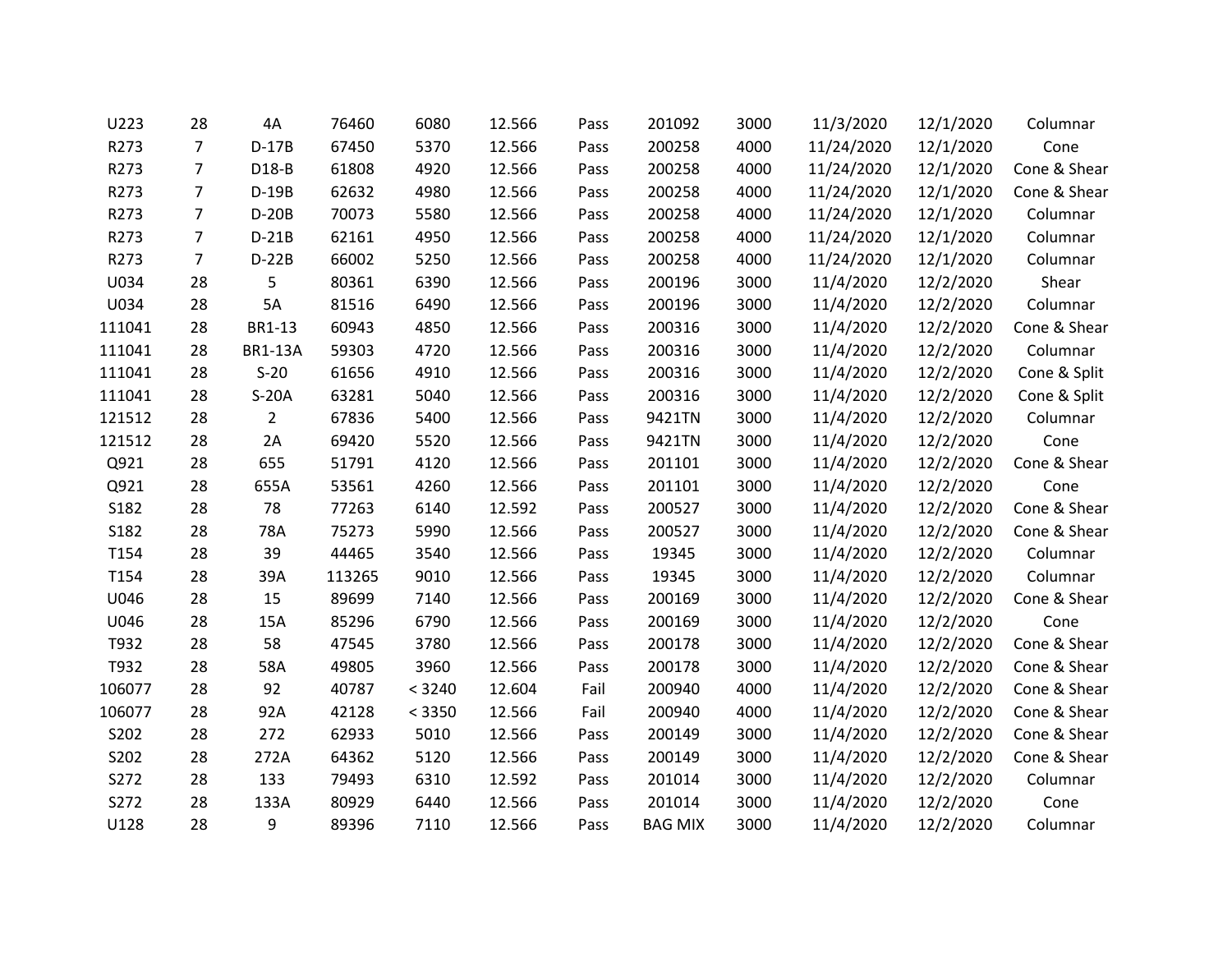| | | | | | | | | | | | |
|---|---|---|---|---|---|---|---|---|---|---|---|
| U223 | 28 | 4A | 76460 | 6080 | 12.566 | Pass | 201092 | 3000 | 11/3/2020 | 12/1/2020 | Columnar |
| R273 | 7 | D-17B | 67450 | 5370 | 12.566 | Pass | 200258 | 4000 | 11/24/2020 | 12/1/2020 | Cone |
| R273 | 7 | D18-B | 61808 | 4920 | 12.566 | Pass | 200258 | 4000 | 11/24/2020 | 12/1/2020 | Cone & Shear |
| R273 | 7 | D-19B | 62632 | 4980 | 12.566 | Pass | 200258 | 4000 | 11/24/2020 | 12/1/2020 | Cone & Shear |
| R273 | 7 | D-20B | 70073 | 5580 | 12.566 | Pass | 200258 | 4000 | 11/24/2020 | 12/1/2020 | Columnar |
| R273 | 7 | D-21B | 62161 | 4950 | 12.566 | Pass | 200258 | 4000 | 11/24/2020 | 12/1/2020 | Columnar |
| R273 | 7 | D-22B | 66002 | 5250 | 12.566 | Pass | 200258 | 4000 | 11/24/2020 | 12/1/2020 | Columnar |
| U034 | 28 | 5 | 80361 | 6390 | 12.566 | Pass | 200196 | 3000 | 11/4/2020 | 12/2/2020 | Shear |
| U034 | 28 | 5A | 81516 | 6490 | 12.566 | Pass | 200196 | 3000 | 11/4/2020 | 12/2/2020 | Columnar |
| 111041 | 28 | BR1-13 | 60943 | 4850 | 12.566 | Pass | 200316 | 3000 | 11/4/2020 | 12/2/2020 | Cone & Shear |
| 111041 | 28 | BR1-13A | 59303 | 4720 | 12.566 | Pass | 200316 | 3000 | 11/4/2020 | 12/2/2020 | Columnar |
| 111041 | 28 | S-20 | 61656 | 4910 | 12.566 | Pass | 200316 | 3000 | 11/4/2020 | 12/2/2020 | Cone & Split |
| 111041 | 28 | S-20A | 63281 | 5040 | 12.566 | Pass | 200316 | 3000 | 11/4/2020 | 12/2/2020 | Cone & Split |
| 121512 | 28 | 2 | 67836 | 5400 | 12.566 | Pass | 9421TN | 3000 | 11/4/2020 | 12/2/2020 | Columnar |
| 121512 | 28 | 2A | 69420 | 5520 | 12.566 | Pass | 9421TN | 3000 | 11/4/2020 | 12/2/2020 | Cone |
| Q921 | 28 | 655 | 51791 | 4120 | 12.566 | Pass | 201101 | 3000 | 11/4/2020 | 12/2/2020 | Cone & Shear |
| Q921 | 28 | 655A | 53561 | 4260 | 12.566 | Pass | 201101 | 3000 | 11/4/2020 | 12/2/2020 | Cone |
| S182 | 28 | 78 | 77263 | 6140 | 12.592 | Pass | 200527 | 3000 | 11/4/2020 | 12/2/2020 | Cone & Shear |
| S182 | 28 | 78A | 75273 | 5990 | 12.566 | Pass | 200527 | 3000 | 11/4/2020 | 12/2/2020 | Cone & Shear |
| T154 | 28 | 39 | 44465 | 3540 | 12.566 | Pass | 19345 | 3000 | 11/4/2020 | 12/2/2020 | Columnar |
| T154 | 28 | 39A | 113265 | 9010 | 12.566 | Pass | 19345 | 3000 | 11/4/2020 | 12/2/2020 | Columnar |
| U046 | 28 | 15 | 89699 | 7140 | 12.566 | Pass | 200169 | 3000 | 11/4/2020 | 12/2/2020 | Cone & Shear |
| U046 | 28 | 15A | 85296 | 6790 | 12.566 | Pass | 200169 | 3000 | 11/4/2020 | 12/2/2020 | Cone |
| T932 | 28 | 58 | 47545 | 3780 | 12.566 | Pass | 200178 | 3000 | 11/4/2020 | 12/2/2020 | Cone & Shear |
| T932 | 28 | 58A | 49805 | 3960 | 12.566 | Pass | 200178 | 3000 | 11/4/2020 | 12/2/2020 | Cone & Shear |
| 106077 | 28 | 92 | 40787 | < 3240 | 12.604 | Fail | 200940 | 4000 | 11/4/2020 | 12/2/2020 | Cone & Shear |
| 106077 | 28 | 92A | 42128 | < 3350 | 12.566 | Fail | 200940 | 4000 | 11/4/2020 | 12/2/2020 | Cone & Shear |
| S202 | 28 | 272 | 62933 | 5010 | 12.566 | Pass | 200149 | 3000 | 11/4/2020 | 12/2/2020 | Cone & Shear |
| S202 | 28 | 272A | 64362 | 5120 | 12.566 | Pass | 200149 | 3000 | 11/4/2020 | 12/2/2020 | Cone & Shear |
| S272 | 28 | 133 | 79493 | 6310 | 12.592 | Pass | 201014 | 3000 | 11/4/2020 | 12/2/2020 | Columnar |
| S272 | 28 | 133A | 80929 | 6440 | 12.566 | Pass | 201014 | 3000 | 11/4/2020 | 12/2/2020 | Cone |
| U128 | 28 | 9 | 89396 | 7110 | 12.566 | Pass | BAG MIX | 3000 | 11/4/2020 | 12/2/2020 | Columnar |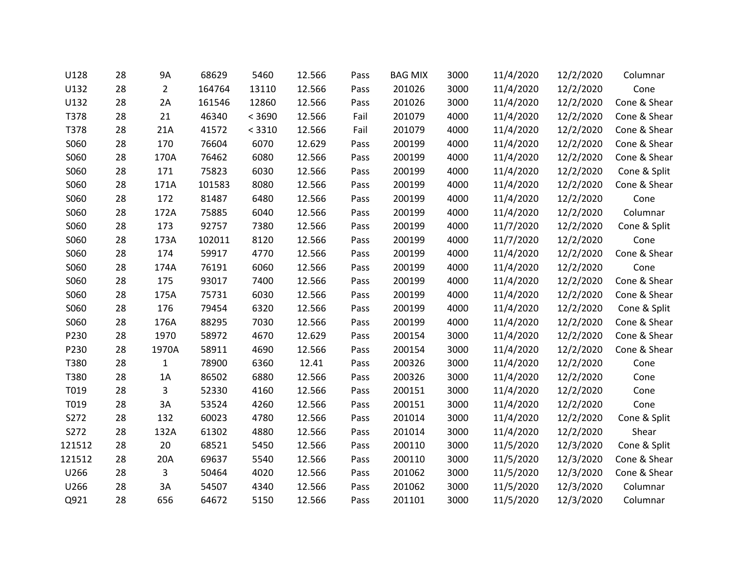| | | | | | | | | | | | |
|---|---|---|---|---|---|---|---|---|---|---|---|
| U128 | 28 | 9A | 68629 | 5460 | 12.566 | Pass | BAG MIX | 3000 | 11/4/2020 | 12/2/2020 | Columnar |
| U132 | 28 | 2 | 164764 | 13110 | 12.566 | Pass | 201026 | 3000 | 11/4/2020 | 12/2/2020 | Cone |
| U132 | 28 | 2A | 161546 | 12860 | 12.566 | Pass | 201026 | 3000 | 11/4/2020 | 12/2/2020 | Cone & Shear |
| T378 | 28 | 21 | 46340 | < 3690 | 12.566 | Fail | 201079 | 4000 | 11/4/2020 | 12/2/2020 | Cone & Shear |
| T378 | 28 | 21A | 41572 | < 3310 | 12.566 | Fail | 201079 | 4000 | 11/4/2020 | 12/2/2020 | Cone & Shear |
| S060 | 28 | 170 | 76604 | 6070 | 12.629 | Pass | 200199 | 4000 | 11/4/2020 | 12/2/2020 | Cone & Shear |
| S060 | 28 | 170A | 76462 | 6080 | 12.566 | Pass | 200199 | 4000 | 11/4/2020 | 12/2/2020 | Cone & Shear |
| S060 | 28 | 171 | 75823 | 6030 | 12.566 | Pass | 200199 | 4000 | 11/4/2020 | 12/2/2020 | Cone & Split |
| S060 | 28 | 171A | 101583 | 8080 | 12.566 | Pass | 200199 | 4000 | 11/4/2020 | 12/2/2020 | Cone & Shear |
| S060 | 28 | 172 | 81487 | 6480 | 12.566 | Pass | 200199 | 4000 | 11/4/2020 | 12/2/2020 | Cone |
| S060 | 28 | 172A | 75885 | 6040 | 12.566 | Pass | 200199 | 4000 | 11/4/2020 | 12/2/2020 | Columnar |
| S060 | 28 | 173 | 92757 | 7380 | 12.566 | Pass | 200199 | 4000 | 11/7/2020 | 12/2/2020 | Cone & Split |
| S060 | 28 | 173A | 102011 | 8120 | 12.566 | Pass | 200199 | 4000 | 11/7/2020 | 12/2/2020 | Cone |
| S060 | 28 | 174 | 59917 | 4770 | 12.566 | Pass | 200199 | 4000 | 11/4/2020 | 12/2/2020 | Cone & Shear |
| S060 | 28 | 174A | 76191 | 6060 | 12.566 | Pass | 200199 | 4000 | 11/4/2020 | 12/2/2020 | Cone |
| S060 | 28 | 175 | 93017 | 7400 | 12.566 | Pass | 200199 | 4000 | 11/4/2020 | 12/2/2020 | Cone & Shear |
| S060 | 28 | 175A | 75731 | 6030 | 12.566 | Pass | 200199 | 4000 | 11/4/2020 | 12/2/2020 | Cone & Shear |
| S060 | 28 | 176 | 79454 | 6320 | 12.566 | Pass | 200199 | 4000 | 11/4/2020 | 12/2/2020 | Cone & Split |
| S060 | 28 | 176A | 88295 | 7030 | 12.566 | Pass | 200199 | 4000 | 11/4/2020 | 12/2/2020 | Cone & Shear |
| P230 | 28 | 1970 | 58972 | 4670 | 12.629 | Pass | 200154 | 3000 | 11/4/2020 | 12/2/2020 | Cone & Shear |
| P230 | 28 | 1970A | 58911 | 4690 | 12.566 | Pass | 200154 | 3000 | 11/4/2020 | 12/2/2020 | Cone & Shear |
| T380 | 28 | 1 | 78900 | 6360 | 12.41 | Pass | 200326 | 3000 | 11/4/2020 | 12/2/2020 | Cone |
| T380 | 28 | 1A | 86502 | 6880 | 12.566 | Pass | 200326 | 3000 | 11/4/2020 | 12/2/2020 | Cone |
| T019 | 28 | 3 | 52330 | 4160 | 12.566 | Pass | 200151 | 3000 | 11/4/2020 | 12/2/2020 | Cone |
| T019 | 28 | 3A | 53524 | 4260 | 12.566 | Pass | 200151 | 3000 | 11/4/2020 | 12/2/2020 | Cone |
| S272 | 28 | 132 | 60023 | 4780 | 12.566 | Pass | 201014 | 3000 | 11/4/2020 | 12/2/2020 | Cone & Split |
| S272 | 28 | 132A | 61302 | 4880 | 12.566 | Pass | 201014 | 3000 | 11/4/2020 | 12/2/2020 | Shear |
| 121512 | 28 | 20 | 68521 | 5450 | 12.566 | Pass | 200110 | 3000 | 11/5/2020 | 12/3/2020 | Cone & Split |
| 121512 | 28 | 20A | 69637 | 5540 | 12.566 | Pass | 200110 | 3000 | 11/5/2020 | 12/3/2020 | Cone & Shear |
| U266 | 28 | 3 | 50464 | 4020 | 12.566 | Pass | 201062 | 3000 | 11/5/2020 | 12/3/2020 | Cone & Shear |
| U266 | 28 | 3A | 54507 | 4340 | 12.566 | Pass | 201062 | 3000 | 11/5/2020 | 12/3/2020 | Columnar |
| Q921 | 28 | 656 | 64672 | 5150 | 12.566 | Pass | 201101 | 3000 | 11/5/2020 | 12/3/2020 | Columnar |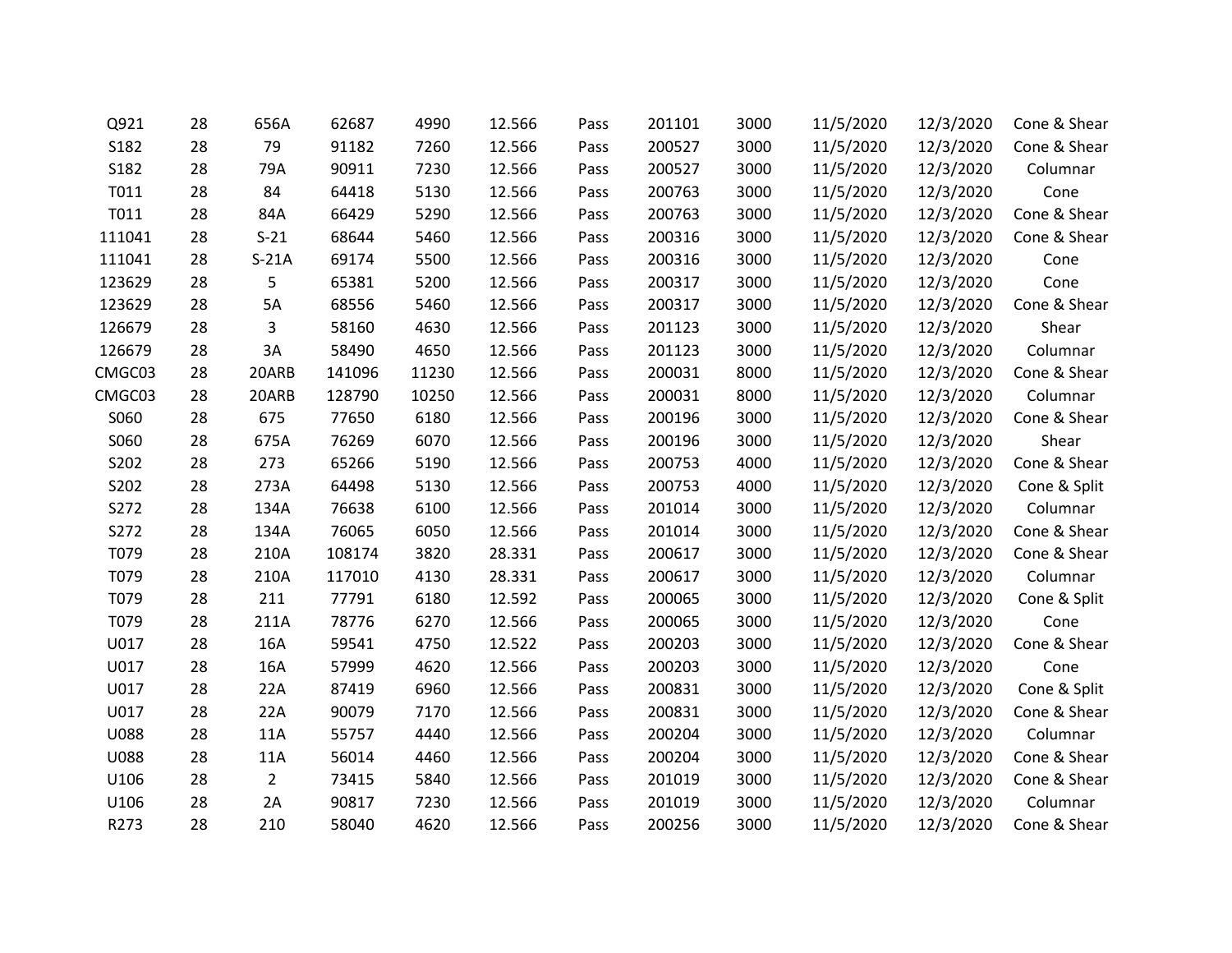| | | | | | | | | | | | |
|---|---|---|---|---|---|---|---|---|---|---|---|
| Q921 | 28 | 656A | 62687 | 4990 | 12.566 | Pass | 201101 | 3000 | 11/5/2020 | 12/3/2020 | Cone & Shear |
| S182 | 28 | 79 | 91182 | 7260 | 12.566 | Pass | 200527 | 3000 | 11/5/2020 | 12/3/2020 | Cone & Shear |
| S182 | 28 | 79A | 90911 | 7230 | 12.566 | Pass | 200527 | 3000 | 11/5/2020 | 12/3/2020 | Columnar |
| T011 | 28 | 84 | 64418 | 5130 | 12.566 | Pass | 200763 | 3000 | 11/5/2020 | 12/3/2020 | Cone |
| T011 | 28 | 84A | 66429 | 5290 | 12.566 | Pass | 200763 | 3000 | 11/5/2020 | 12/3/2020 | Cone & Shear |
| 111041 | 28 | S-21 | 68644 | 5460 | 12.566 | Pass | 200316 | 3000 | 11/5/2020 | 12/3/2020 | Cone & Shear |
| 111041 | 28 | S-21A | 69174 | 5500 | 12.566 | Pass | 200316 | 3000 | 11/5/2020 | 12/3/2020 | Cone |
| 123629 | 28 | 5 | 65381 | 5200 | 12.566 | Pass | 200317 | 3000 | 11/5/2020 | 12/3/2020 | Cone |
| 123629 | 28 | 5A | 68556 | 5460 | 12.566 | Pass | 200317 | 3000 | 11/5/2020 | 12/3/2020 | Cone & Shear |
| 126679 | 28 | 3 | 58160 | 4630 | 12.566 | Pass | 201123 | 3000 | 11/5/2020 | 12/3/2020 | Shear |
| 126679 | 28 | 3A | 58490 | 4650 | 12.566 | Pass | 201123 | 3000 | 11/5/2020 | 12/3/2020 | Columnar |
| CMGC03 | 28 | 20ARB | 141096 | 11230 | 12.566 | Pass | 200031 | 8000 | 11/5/2020 | 12/3/2020 | Cone & Shear |
| CMGC03 | 28 | 20ARB | 128790 | 10250 | 12.566 | Pass | 200031 | 8000 | 11/5/2020 | 12/3/2020 | Columnar |
| S060 | 28 | 675 | 77650 | 6180 | 12.566 | Pass | 200196 | 3000 | 11/5/2020 | 12/3/2020 | Cone & Shear |
| S060 | 28 | 675A | 76269 | 6070 | 12.566 | Pass | 200196 | 3000 | 11/5/2020 | 12/3/2020 | Shear |
| S202 | 28 | 273 | 65266 | 5190 | 12.566 | Pass | 200753 | 4000 | 11/5/2020 | 12/3/2020 | Cone & Shear |
| S202 | 28 | 273A | 64498 | 5130 | 12.566 | Pass | 200753 | 4000 | 11/5/2020 | 12/3/2020 | Cone & Split |
| S272 | 28 | 134A | 76638 | 6100 | 12.566 | Pass | 201014 | 3000 | 11/5/2020 | 12/3/2020 | Columnar |
| S272 | 28 | 134A | 76065 | 6050 | 12.566 | Pass | 201014 | 3000 | 11/5/2020 | 12/3/2020 | Cone & Shear |
| T079 | 28 | 210A | 108174 | 3820 | 28.331 | Pass | 200617 | 3000 | 11/5/2020 | 12/3/2020 | Cone & Shear |
| T079 | 28 | 210A | 117010 | 4130 | 28.331 | Pass | 200617 | 3000 | 11/5/2020 | 12/3/2020 | Columnar |
| T079 | 28 | 211 | 77791 | 6180 | 12.592 | Pass | 200065 | 3000 | 11/5/2020 | 12/3/2020 | Cone & Split |
| T079 | 28 | 211A | 78776 | 6270 | 12.566 | Pass | 200065 | 3000 | 11/5/2020 | 12/3/2020 | Cone |
| U017 | 28 | 16A | 59541 | 4750 | 12.522 | Pass | 200203 | 3000 | 11/5/2020 | 12/3/2020 | Cone & Shear |
| U017 | 28 | 16A | 57999 | 4620 | 12.566 | Pass | 200203 | 3000 | 11/5/2020 | 12/3/2020 | Cone |
| U017 | 28 | 22A | 87419 | 6960 | 12.566 | Pass | 200831 | 3000 | 11/5/2020 | 12/3/2020 | Cone & Split |
| U017 | 28 | 22A | 90079 | 7170 | 12.566 | Pass | 200831 | 3000 | 11/5/2020 | 12/3/2020 | Cone & Shear |
| U088 | 28 | 11A | 55757 | 4440 | 12.566 | Pass | 200204 | 3000 | 11/5/2020 | 12/3/2020 | Columnar |
| U088 | 28 | 11A | 56014 | 4460 | 12.566 | Pass | 200204 | 3000 | 11/5/2020 | 12/3/2020 | Cone & Shear |
| U106 | 28 | 2 | 73415 | 5840 | 12.566 | Pass | 201019 | 3000 | 11/5/2020 | 12/3/2020 | Cone & Shear |
| U106 | 28 | 2A | 90817 | 7230 | 12.566 | Pass | 201019 | 3000 | 11/5/2020 | 12/3/2020 | Columnar |
| R273 | 28 | 210 | 58040 | 4620 | 12.566 | Pass | 200256 | 3000 | 11/5/2020 | 12/3/2020 | Cone & Shear |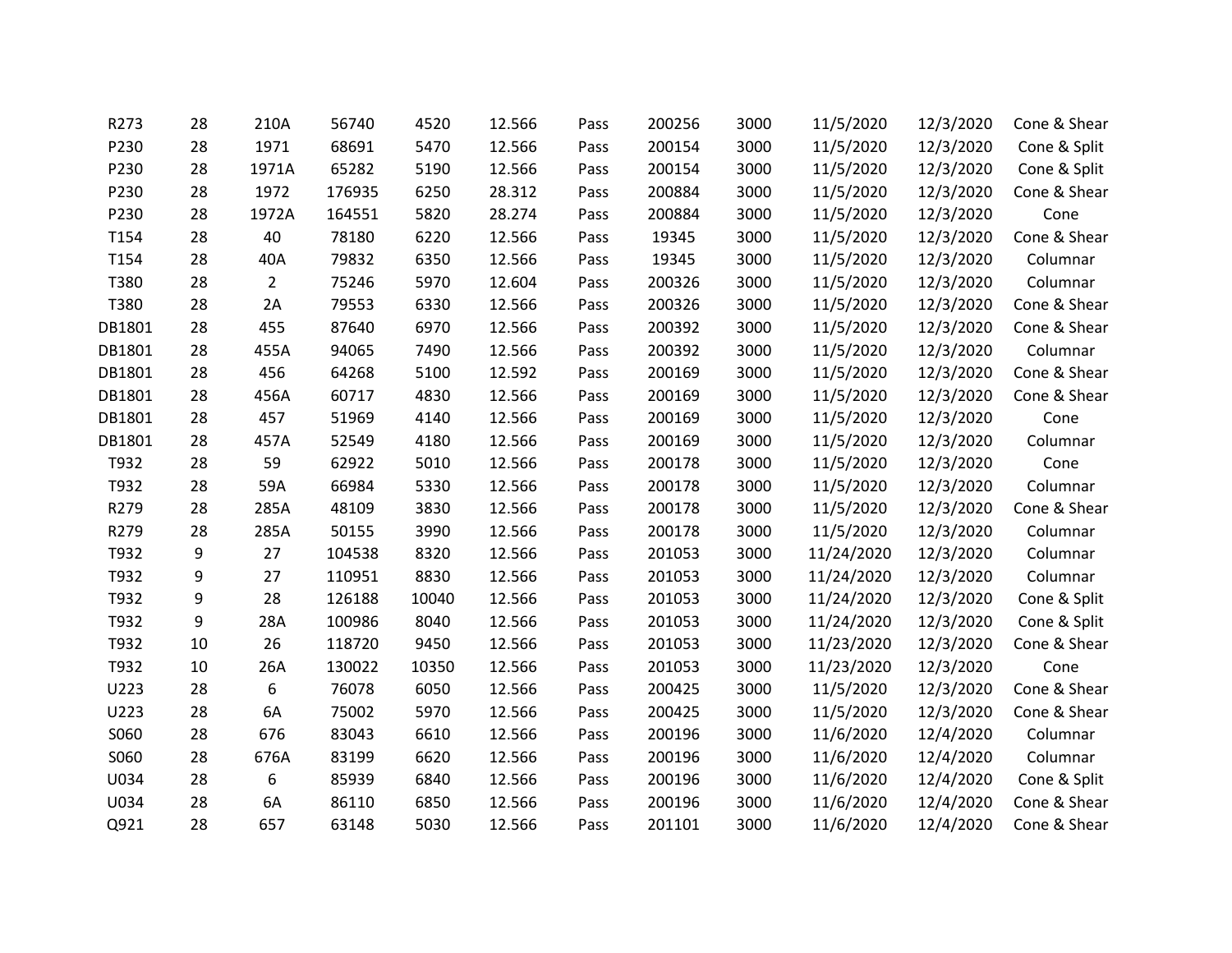| | | | | | | | | | | | |
|---|---|---|---|---|---|---|---|---|---|---|---|
| R273 | 28 | 210A | 56740 | 4520 | 12.566 | Pass | 200256 | 3000 | 11/5/2020 | 12/3/2020 | Cone & Shear |
| P230 | 28 | 1971 | 68691 | 5470 | 12.566 | Pass | 200154 | 3000 | 11/5/2020 | 12/3/2020 | Cone & Split |
| P230 | 28 | 1971A | 65282 | 5190 | 12.566 | Pass | 200154 | 3000 | 11/5/2020 | 12/3/2020 | Cone & Split |
| P230 | 28 | 1972 | 176935 | 6250 | 28.312 | Pass | 200884 | 3000 | 11/5/2020 | 12/3/2020 | Cone & Shear |
| P230 | 28 | 1972A | 164551 | 5820 | 28.274 | Pass | 200884 | 3000 | 11/5/2020 | 12/3/2020 | Cone |
| T154 | 28 | 40 | 78180 | 6220 | 12.566 | Pass | 19345 | 3000 | 11/5/2020 | 12/3/2020 | Cone & Shear |
| T154 | 28 | 40A | 79832 | 6350 | 12.566 | Pass | 19345 | 3000 | 11/5/2020 | 12/3/2020 | Columnar |
| T380 | 28 | 2 | 75246 | 5970 | 12.604 | Pass | 200326 | 3000 | 11/5/2020 | 12/3/2020 | Columnar |
| T380 | 28 | 2A | 79553 | 6330 | 12.566 | Pass | 200326 | 3000 | 11/5/2020 | 12/3/2020 | Cone & Shear |
| DB1801 | 28 | 455 | 87640 | 6970 | 12.566 | Pass | 200392 | 3000 | 11/5/2020 | 12/3/2020 | Cone & Shear |
| DB1801 | 28 | 455A | 94065 | 7490 | 12.566 | Pass | 200392 | 3000 | 11/5/2020 | 12/3/2020 | Columnar |
| DB1801 | 28 | 456 | 64268 | 5100 | 12.592 | Pass | 200169 | 3000 | 11/5/2020 | 12/3/2020 | Cone & Shear |
| DB1801 | 28 | 456A | 60717 | 4830 | 12.566 | Pass | 200169 | 3000 | 11/5/2020 | 12/3/2020 | Cone & Shear |
| DB1801 | 28 | 457 | 51969 | 4140 | 12.566 | Pass | 200169 | 3000 | 11/5/2020 | 12/3/2020 | Cone |
| DB1801 | 28 | 457A | 52549 | 4180 | 12.566 | Pass | 200169 | 3000 | 11/5/2020 | 12/3/2020 | Columnar |
| T932 | 28 | 59 | 62922 | 5010 | 12.566 | Pass | 200178 | 3000 | 11/5/2020 | 12/3/2020 | Cone |
| T932 | 28 | 59A | 66984 | 5330 | 12.566 | Pass | 200178 | 3000 | 11/5/2020 | 12/3/2020 | Columnar |
| R279 | 28 | 285A | 48109 | 3830 | 12.566 | Pass | 200178 | 3000 | 11/5/2020 | 12/3/2020 | Cone & Shear |
| R279 | 28 | 285A | 50155 | 3990 | 12.566 | Pass | 200178 | 3000 | 11/5/2020 | 12/3/2020 | Columnar |
| T932 | 9 | 27 | 104538 | 8320 | 12.566 | Pass | 201053 | 3000 | 11/24/2020 | 12/3/2020 | Columnar |
| T932 | 9 | 27 | 110951 | 8830 | 12.566 | Pass | 201053 | 3000 | 11/24/2020 | 12/3/2020 | Columnar |
| T932 | 9 | 28 | 126188 | 10040 | 12.566 | Pass | 201053 | 3000 | 11/24/2020 | 12/3/2020 | Cone & Split |
| T932 | 9 | 28A | 100986 | 8040 | 12.566 | Pass | 201053 | 3000 | 11/24/2020 | 12/3/2020 | Cone & Split |
| T932 | 10 | 26 | 118720 | 9450 | 12.566 | Pass | 201053 | 3000 | 11/23/2020 | 12/3/2020 | Cone & Shear |
| T932 | 10 | 26A | 130022 | 10350 | 12.566 | Pass | 201053 | 3000 | 11/23/2020 | 12/3/2020 | Cone |
| U223 | 28 | 6 | 76078 | 6050 | 12.566 | Pass | 200425 | 3000 | 11/5/2020 | 12/3/2020 | Cone & Shear |
| U223 | 28 | 6A | 75002 | 5970 | 12.566 | Pass | 200425 | 3000 | 11/5/2020 | 12/3/2020 | Cone & Shear |
| S060 | 28 | 676 | 83043 | 6610 | 12.566 | Pass | 200196 | 3000 | 11/6/2020 | 12/4/2020 | Columnar |
| S060 | 28 | 676A | 83199 | 6620 | 12.566 | Pass | 200196 | 3000 | 11/6/2020 | 12/4/2020 | Columnar |
| U034 | 28 | 6 | 85939 | 6840 | 12.566 | Pass | 200196 | 3000 | 11/6/2020 | 12/4/2020 | Cone & Split |
| U034 | 28 | 6A | 86110 | 6850 | 12.566 | Pass | 200196 | 3000 | 11/6/2020 | 12/4/2020 | Cone & Shear |
| Q921 | 28 | 657 | 63148 | 5030 | 12.566 | Pass | 201101 | 3000 | 11/6/2020 | 12/4/2020 | Cone & Shear |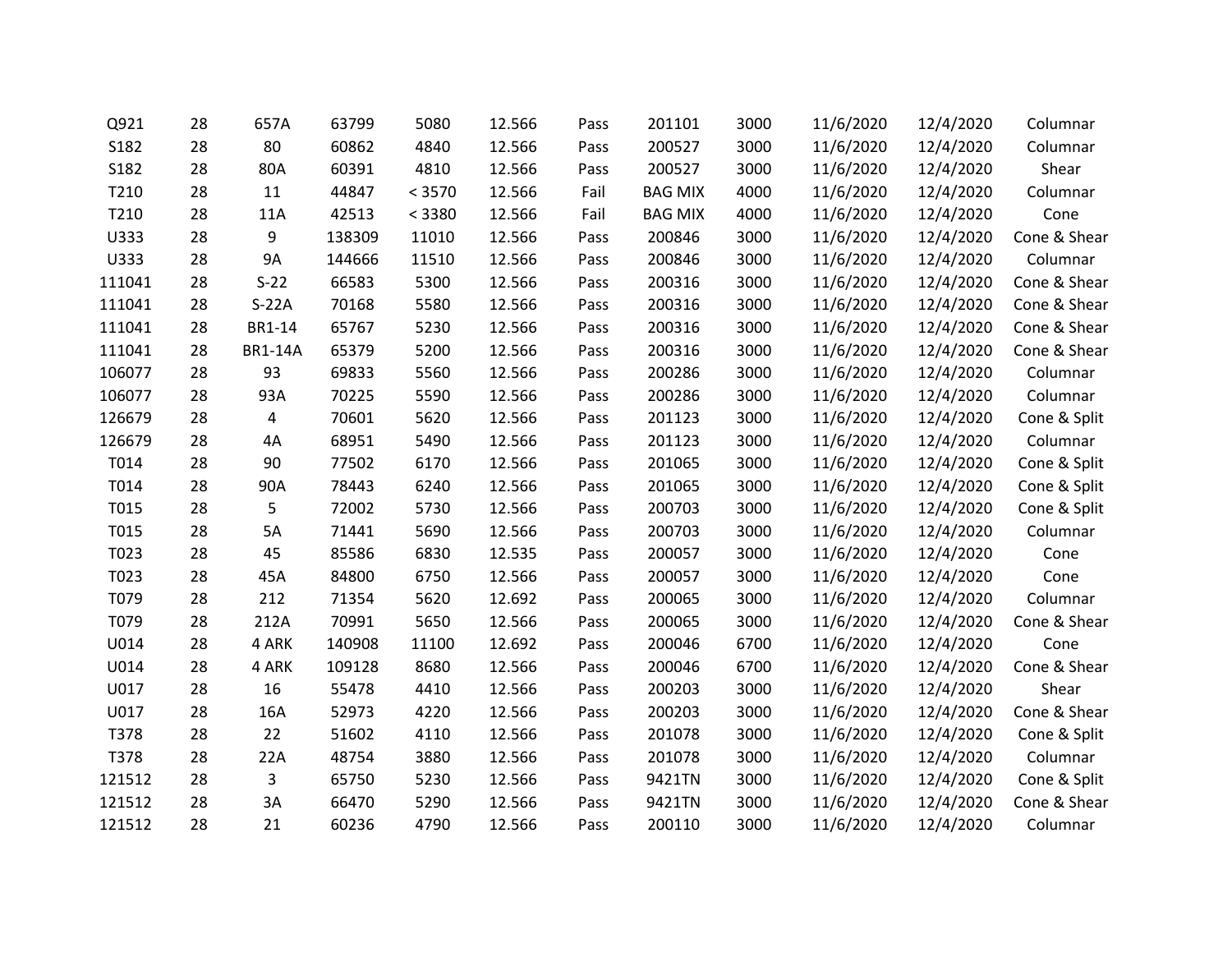| | | | | | | | | | | | |
|---|---|---|---|---|---|---|---|---|---|---|---|
| Q921 | 28 | 657A | 63799 | 5080 | 12.566 | Pass | 201101 | 3000 | 11/6/2020 | 12/4/2020 | Columnar |
| S182 | 28 | 80 | 60862 | 4840 | 12.566 | Pass | 200527 | 3000 | 11/6/2020 | 12/4/2020 | Columnar |
| S182 | 28 | 80A | 60391 | 4810 | 12.566 | Pass | 200527 | 3000 | 11/6/2020 | 12/4/2020 | Shear |
| T210 | 28 | 11 | 44847 | < 3570 | 12.566 | Fail | BAG MIX | 4000 | 11/6/2020 | 12/4/2020 | Columnar |
| T210 | 28 | 11A | 42513 | < 3380 | 12.566 | Fail | BAG MIX | 4000 | 11/6/2020 | 12/4/2020 | Cone |
| U333 | 28 | 9 | 138309 | 11010 | 12.566 | Pass | 200846 | 3000 | 11/6/2020 | 12/4/2020 | Cone & Shear |
| U333 | 28 | 9A | 144666 | 11510 | 12.566 | Pass | 200846 | 3000 | 11/6/2020 | 12/4/2020 | Columnar |
| 111041 | 28 | S-22 | 66583 | 5300 | 12.566 | Pass | 200316 | 3000 | 11/6/2020 | 12/4/2020 | Cone & Shear |
| 111041 | 28 | S-22A | 70168 | 5580 | 12.566 | Pass | 200316 | 3000 | 11/6/2020 | 12/4/2020 | Cone & Shear |
| 111041 | 28 | BR1-14 | 65767 | 5230 | 12.566 | Pass | 200316 | 3000 | 11/6/2020 | 12/4/2020 | Cone & Shear |
| 111041 | 28 | BR1-14A | 65379 | 5200 | 12.566 | Pass | 200316 | 3000 | 11/6/2020 | 12/4/2020 | Cone & Shear |
| 106077 | 28 | 93 | 69833 | 5560 | 12.566 | Pass | 200286 | 3000 | 11/6/2020 | 12/4/2020 | Columnar |
| 106077 | 28 | 93A | 70225 | 5590 | 12.566 | Pass | 200286 | 3000 | 11/6/2020 | 12/4/2020 | Columnar |
| 126679 | 28 | 4 | 70601 | 5620 | 12.566 | Pass | 201123 | 3000 | 11/6/2020 | 12/4/2020 | Cone & Split |
| 126679 | 28 | 4A | 68951 | 5490 | 12.566 | Pass | 201123 | 3000 | 11/6/2020 | 12/4/2020 | Columnar |
| T014 | 28 | 90 | 77502 | 6170 | 12.566 | Pass | 201065 | 3000 | 11/6/2020 | 12/4/2020 | Cone & Split |
| T014 | 28 | 90A | 78443 | 6240 | 12.566 | Pass | 201065 | 3000 | 11/6/2020 | 12/4/2020 | Cone & Split |
| T015 | 28 | 5 | 72002 | 5730 | 12.566 | Pass | 200703 | 3000 | 11/6/2020 | 12/4/2020 | Cone & Split |
| T015 | 28 | 5A | 71441 | 5690 | 12.566 | Pass | 200703 | 3000 | 11/6/2020 | 12/4/2020 | Columnar |
| T023 | 28 | 45 | 85586 | 6830 | 12.535 | Pass | 200057 | 3000 | 11/6/2020 | 12/4/2020 | Cone |
| T023 | 28 | 45A | 84800 | 6750 | 12.566 | Pass | 200057 | 3000 | 11/6/2020 | 12/4/2020 | Cone |
| T079 | 28 | 212 | 71354 | 5620 | 12.692 | Pass | 200065 | 3000 | 11/6/2020 | 12/4/2020 | Columnar |
| T079 | 28 | 212A | 70991 | 5650 | 12.566 | Pass | 200065 | 3000 | 11/6/2020 | 12/4/2020 | Cone & Shear |
| U014 | 28 | 4 ARK | 140908 | 11100 | 12.692 | Pass | 200046 | 6700 | 11/6/2020 | 12/4/2020 | Cone |
| U014 | 28 | 4 ARK | 109128 | 8680 | 12.566 | Pass | 200046 | 6700 | 11/6/2020 | 12/4/2020 | Cone & Shear |
| U017 | 28 | 16 | 55478 | 4410 | 12.566 | Pass | 200203 | 3000 | 11/6/2020 | 12/4/2020 | Shear |
| U017 | 28 | 16A | 52973 | 4220 | 12.566 | Pass | 200203 | 3000 | 11/6/2020 | 12/4/2020 | Cone & Shear |
| T378 | 28 | 22 | 51602 | 4110 | 12.566 | Pass | 201078 | 3000 | 11/6/2020 | 12/4/2020 | Cone & Split |
| T378 | 28 | 22A | 48754 | 3880 | 12.566 | Pass | 201078 | 3000 | 11/6/2020 | 12/4/2020 | Columnar |
| 121512 | 28 | 3 | 65750 | 5230 | 12.566 | Pass | 9421TN | 3000 | 11/6/2020 | 12/4/2020 | Cone & Split |
| 121512 | 28 | 3A | 66470 | 5290 | 12.566 | Pass | 9421TN | 3000 | 11/6/2020 | 12/4/2020 | Cone & Shear |
| 121512 | 28 | 21 | 60236 | 4790 | 12.566 | Pass | 200110 | 3000 | 11/6/2020 | 12/4/2020 | Columnar |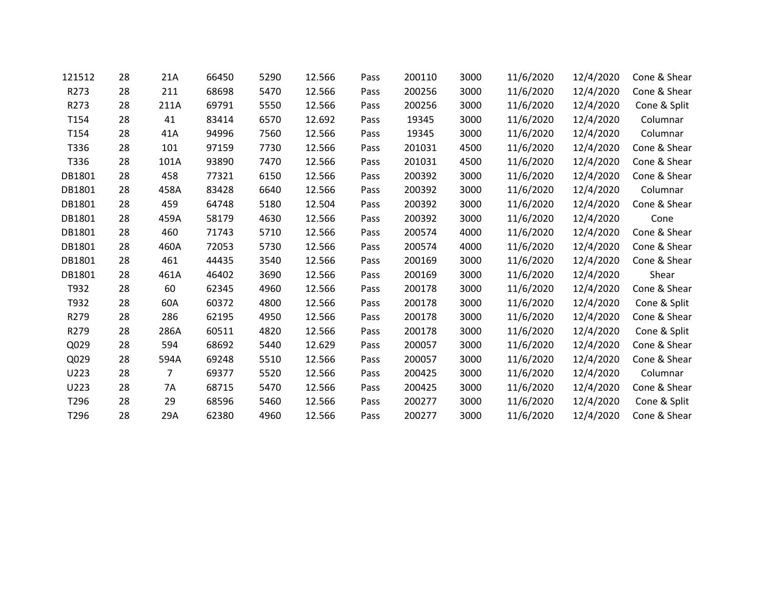| | | | | | | | | | | | |
|---|---|---|---|---|---|---|---|---|---|---|---|
| 121512 | 28 | 21A | 66450 | 5290 | 12.566 | Pass | 200110 | 3000 | 11/6/2020 | 12/4/2020 | Cone & Shear |
| R273 | 28 | 211 | 68698 | 5470 | 12.566 | Pass | 200256 | 3000 | 11/6/2020 | 12/4/2020 | Cone & Shear |
| R273 | 28 | 211A | 69791 | 5550 | 12.566 | Pass | 200256 | 3000 | 11/6/2020 | 12/4/2020 | Cone & Split |
| T154 | 28 | 41 | 83414 | 6570 | 12.692 | Pass | 19345 | 3000 | 11/6/2020 | 12/4/2020 | Columnar |
| T154 | 28 | 41A | 94996 | 7560 | 12.566 | Pass | 19345 | 3000 | 11/6/2020 | 12/4/2020 | Columnar |
| T336 | 28 | 101 | 97159 | 7730 | 12.566 | Pass | 201031 | 4500 | 11/6/2020 | 12/4/2020 | Cone & Shear |
| T336 | 28 | 101A | 93890 | 7470 | 12.566 | Pass | 201031 | 4500 | 11/6/2020 | 12/4/2020 | Cone & Shear |
| DB1801 | 28 | 458 | 77321 | 6150 | 12.566 | Pass | 200392 | 3000 | 11/6/2020 | 12/4/2020 | Cone & Shear |
| DB1801 | 28 | 458A | 83428 | 6640 | 12.566 | Pass | 200392 | 3000 | 11/6/2020 | 12/4/2020 | Columnar |
| DB1801 | 28 | 459 | 64748 | 5180 | 12.504 | Pass | 200392 | 3000 | 11/6/2020 | 12/4/2020 | Cone & Shear |
| DB1801 | 28 | 459A | 58179 | 4630 | 12.566 | Pass | 200392 | 3000 | 11/6/2020 | 12/4/2020 | Cone |
| DB1801 | 28 | 460 | 71743 | 5710 | 12.566 | Pass | 200574 | 4000 | 11/6/2020 | 12/4/2020 | Cone & Shear |
| DB1801 | 28 | 460A | 72053 | 5730 | 12.566 | Pass | 200574 | 4000 | 11/6/2020 | 12/4/2020 | Cone & Shear |
| DB1801 | 28 | 461 | 44435 | 3540 | 12.566 | Pass | 200169 | 3000 | 11/6/2020 | 12/4/2020 | Cone & Shear |
| DB1801 | 28 | 461A | 46402 | 3690 | 12.566 | Pass | 200169 | 3000 | 11/6/2020 | 12/4/2020 | Shear |
| T932 | 28 | 60 | 62345 | 4960 | 12.566 | Pass | 200178 | 3000 | 11/6/2020 | 12/4/2020 | Cone & Shear |
| T932 | 28 | 60A | 60372 | 4800 | 12.566 | Pass | 200178 | 3000 | 11/6/2020 | 12/4/2020 | Cone & Split |
| R279 | 28 | 286 | 62195 | 4950 | 12.566 | Pass | 200178 | 3000 | 11/6/2020 | 12/4/2020 | Cone & Shear |
| R279 | 28 | 286A | 60511 | 4820 | 12.566 | Pass | 200178 | 3000 | 11/6/2020 | 12/4/2020 | Cone & Split |
| Q029 | 28 | 594 | 68692 | 5440 | 12.629 | Pass | 200057 | 3000 | 11/6/2020 | 12/4/2020 | Cone & Shear |
| Q029 | 28 | 594A | 69248 | 5510 | 12.566 | Pass | 200057 | 3000 | 11/6/2020 | 12/4/2020 | Cone & Shear |
| U223 | 28 | 7 | 69377 | 5520 | 12.566 | Pass | 200425 | 3000 | 11/6/2020 | 12/4/2020 | Columnar |
| U223 | 28 | 7A | 68715 | 5470 | 12.566 | Pass | 200425 | 3000 | 11/6/2020 | 12/4/2020 | Cone & Shear |
| T296 | 28 | 29 | 68596 | 5460 | 12.566 | Pass | 200277 | 3000 | 11/6/2020 | 12/4/2020 | Cone & Split |
| T296 | 28 | 29A | 62380 | 4960 | 12.566 | Pass | 200277 | 3000 | 11/6/2020 | 12/4/2020 | Cone & Shear |